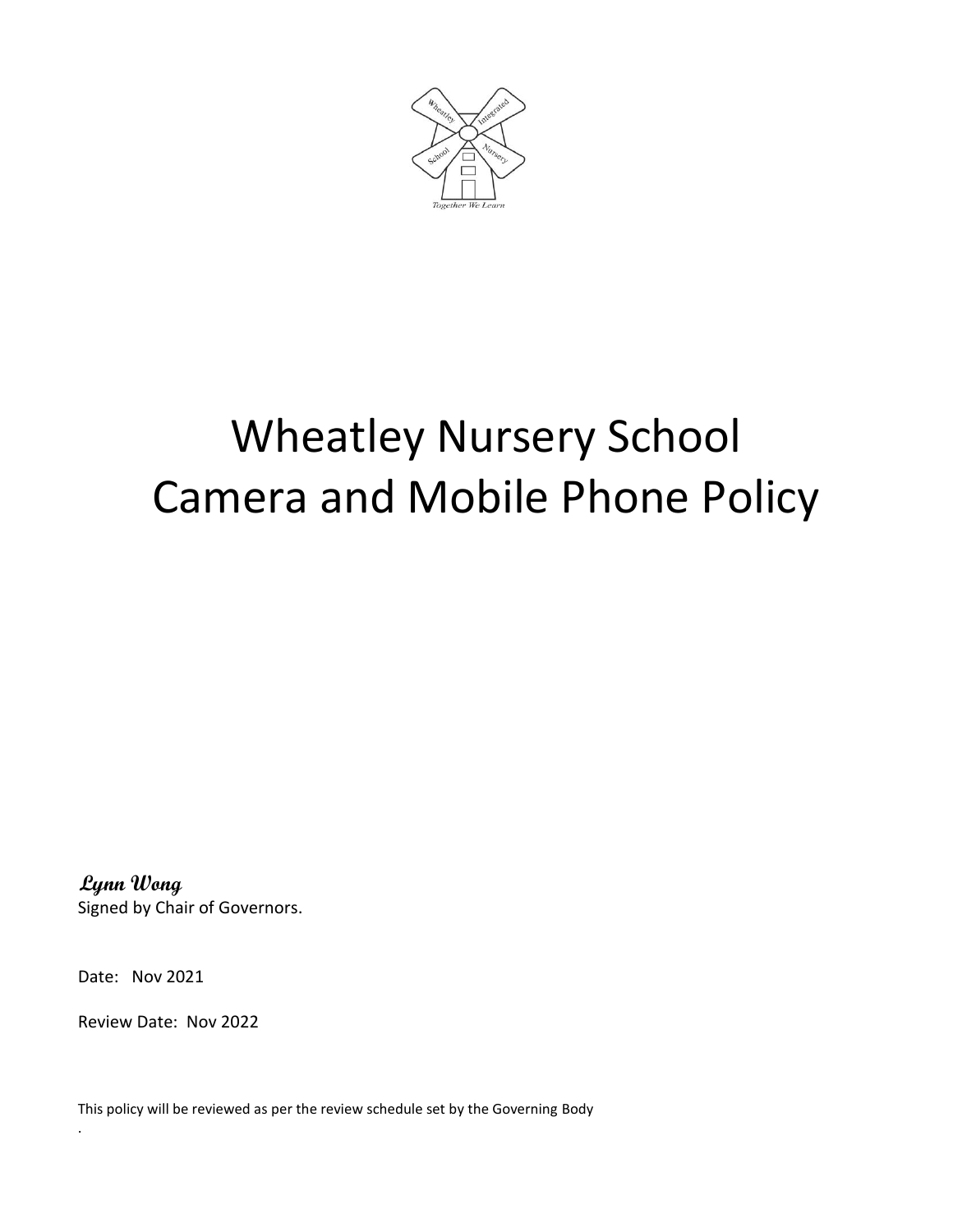# Wheatley Nursery School
# Camera and Mobile Phone Policy

***Lynn Wong***

Signed by Chair of Governors.

Date: Nov 2021

Review Date: Nov 2022

This policy will be reviewed as per the review schedule set by the Governing Body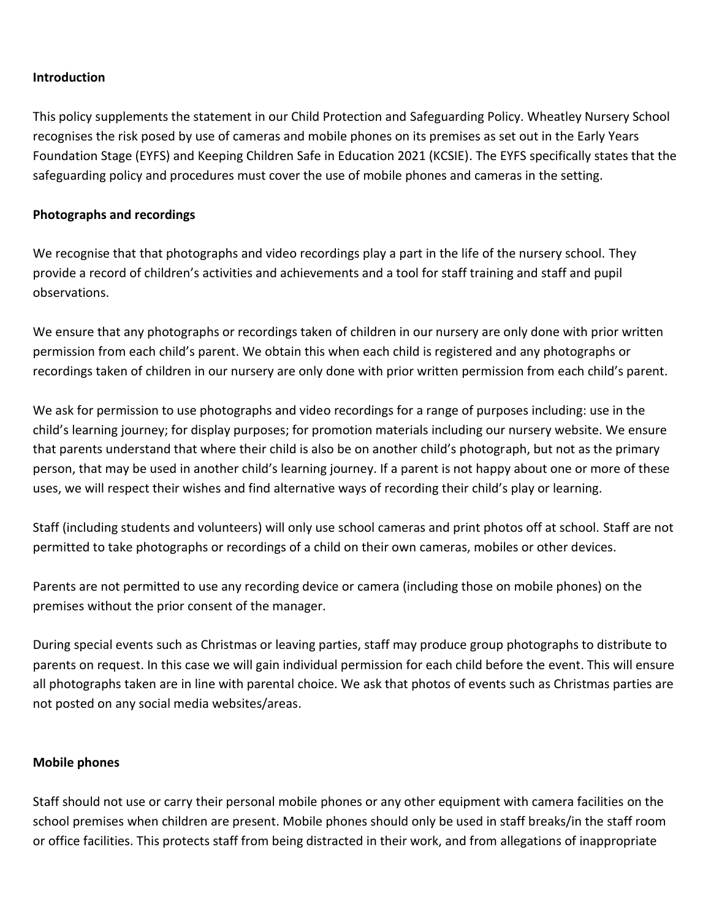**Introduction**

This policy supplements the statement in our Child Protection and Safeguarding Policy. Wheatley Nursery School recognises the risk posed by use of cameras and mobile phones on its premises as set out in the Early Years Foundation Stage (EYFS) and Keeping Children Safe in Education 2021 (KCSIE). The EYFS specifically states that the safeguarding policy and procedures must cover the use of mobile phones and cameras in the setting.

**Photographs and recordings**

We recognise that that photographs and video recordings play a part in the life of the nursery school. They provide a record of children's activities and achievements and a tool for staff training and staff and pupil observations.

We ensure that any photographs or recordings taken of children in our nursery are only done with prior written permission from each child's parent. We obtain this when each child is registered and any photographs or recordings taken of children in our nursery are only done with prior written permission from each child's parent.

We ask for permission to use photographs and video recordings for a range of purposes including: use in the child's learning journey; for display purposes; for promotion materials including our nursery website. We ensure that parents understand that where their child is also be on another child's photograph, but not as the primary person, that may be used in another child's learning journey. If a parent is not happy about one or more of these uses, we will respect their wishes and find alternative ways of recording their child's play or learning.

Staff (including students and volunteers) will only use school cameras and print photos off at school. Staff are not permitted to take photographs or recordings of a child on their own cameras, mobiles or other devices.

Parents are not permitted to use any recording device or camera (including those on mobile phones) on the premises without the prior consent of the manager.

During special events such as Christmas or leaving parties, staff may produce group photographs to distribute to parents on request. In this case we will gain individual permission for each child before the event. This will ensure all photographs taken are in line with parental choice. We ask that photos of events such as Christmas parties are not posted on any social media websites/areas.

**Mobile phones**

Staff should not use or carry their personal mobile phones or any other equipment with camera facilities on the school premises when children are present. Mobile phones should only be used in staff breaks/in the staff room or office facilities. This protects staff from being distracted in their work, and from allegations of inappropriate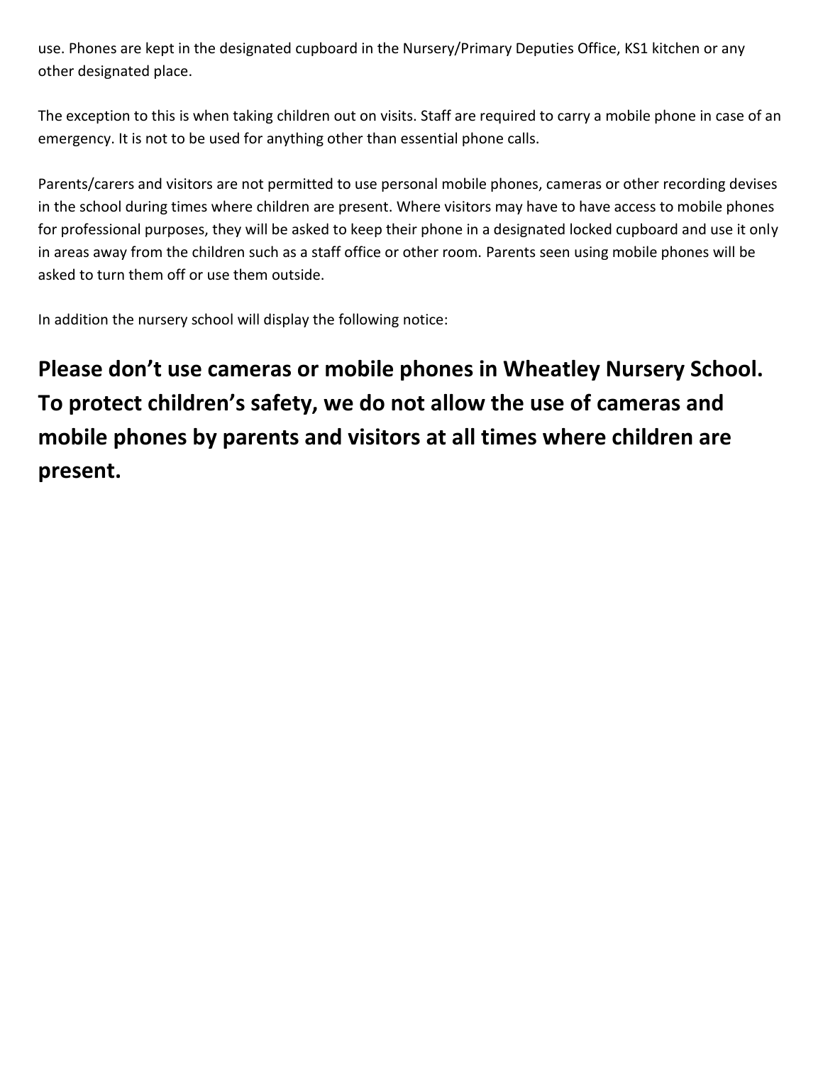use. Phones are kept in the designated cupboard in the Nursery/Primary Deputies Office, KS1 kitchen or any other designated place.

The exception to this is when taking children out on visits. Staff are required to carry a mobile phone in case of an emergency. It is not to be used for anything other than essential phone calls.

Parents/carers and visitors are not permitted to use personal mobile phones, cameras or other recording devises in the school during times where children are present. Where visitors may have to have access to mobile phones for professional purposes, they will be asked to keep their phone in a designated locked cupboard and use it only in areas away from the children such as a staff office or other room. Parents seen using mobile phones will be asked to turn them off or use them outside.

In addition the nursery school will display the following notice:

**Please don't use cameras or mobile phones in Wheatley Nursery School. To protect children's safety, we do not allow the use of cameras and mobile phones by parents and visitors at all times where children are present.**